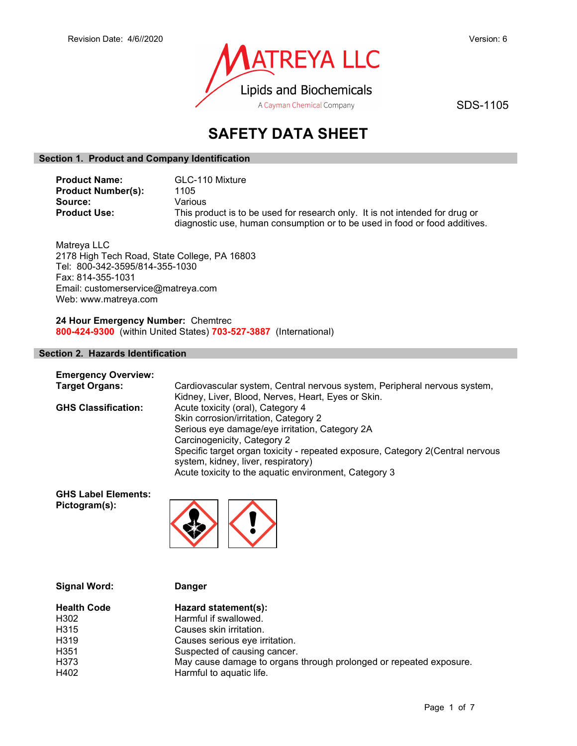Revision Date: 4/6//2020

Version: 6

SDS-1105

# SAFETY DATA SHEET

## Section 1. Product and Company Identification

**Product Name:** GLC-110 Mixture
**Product Number(s):** 1105
**Source:** Various
**Product Use:** This product is to be used for research only. It is not intended for drug or diagnostic use, human consumption or to be used in food or food additives.

Matreya LLC
2178 High Tech Road, State College, PA 16803
Tel: 800-342-3595/814-355-1030
Fax: 814-355-1031
Email: customerservice@matreya.com
Web: www.matreya.com

**24 Hour Emergency Number:** Chemtrec
**800-424-9300** (within United States) **703-527-3887** (International)

## Section 2. Hazards Identification

**Emergency Overview:**

**Target Organs:** Cardiovascular system, Central nervous system, Peripheral nervous system, Kidney, Liver, Blood, Nerves, Heart, Eyes or Skin.

**GHS Classification:**
Acute toxicity (oral), Category 4
Skin corrosion/irritation, Category 2
Serious eye damage/eye irritation, Category 2A
Carcinogenicity, Category 2
Specific target organ toxicity - repeated exposure, Category 2(Central nervous system, kidney, liver, respiratory)
Acute toxicity to the aquatic environment, Category 3

**GHS Label Elements:**
**Pictogram(s):**

**Signal Word:** **Danger**

| Health Code | Hazard statement(s): |
|---|---|
| H302 | Harmful if swallowed. |
| H315 | Causes skin irritation. |
| H319 | Causes serious eye irritation. |
| H351 | Suspected of causing cancer. |
| H373 | May cause damage to organs through prolonged or repeated exposure. |
| H402 | Harmful to aquatic life. |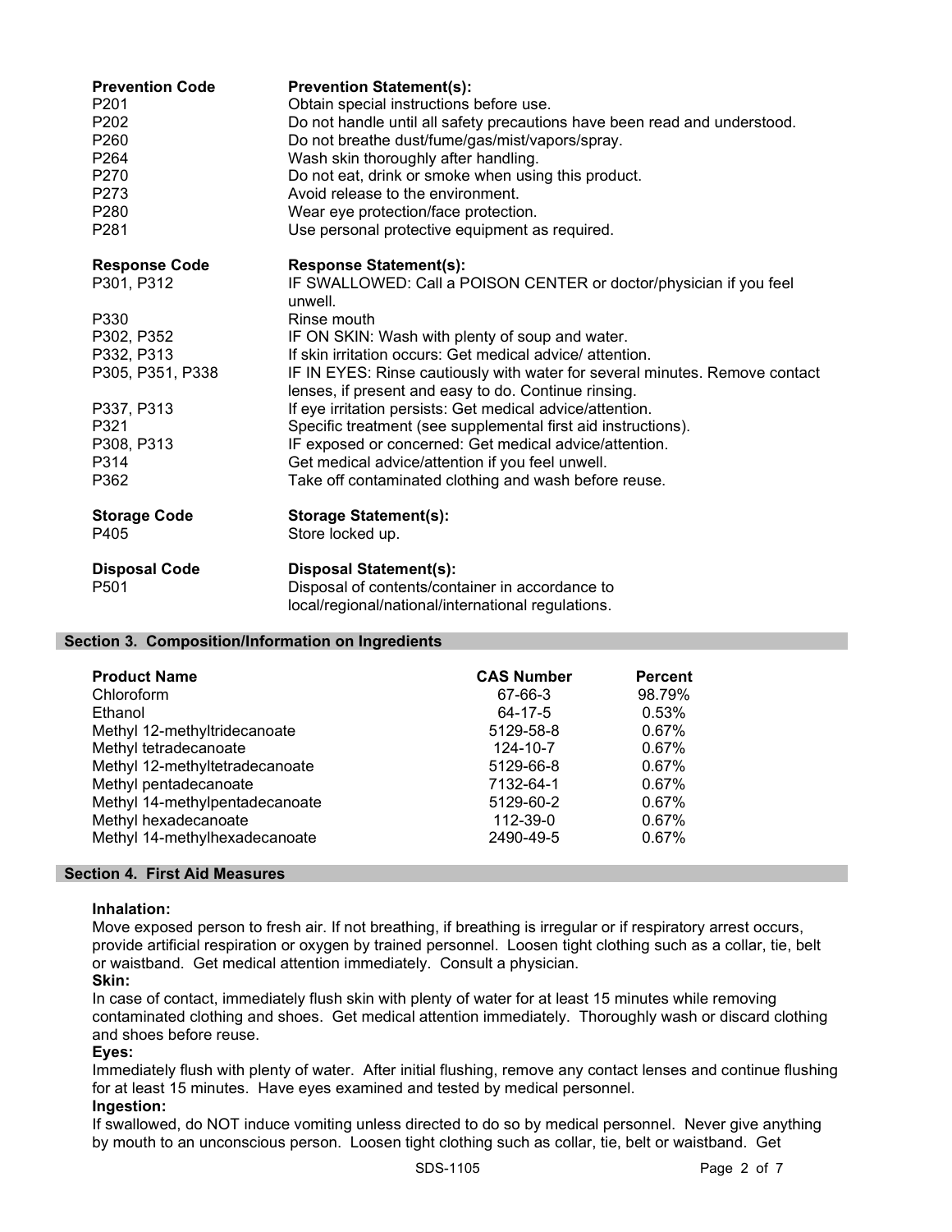| Prevention Code | Prevention Statement(s): |
|---|---|
| P201 | Obtain special instructions before use. |
| P202 | Do not handle until all safety precautions have been read and understood. |
| P260 | Do not breathe dust/fume/gas/mist/vapors/spray. |
| P264 | Wash skin thoroughly after handling. |
| P270 | Do not eat, drink or smoke when using this product. |
| P273 | Avoid release to the environment. |
| P280 | Wear eye protection/face protection. |
| P281 | Use personal protective equipment as required. |

| Response Code | Response Statement(s): |
|---|---|
| P301, P312 | IF SWALLOWED: Call a POISON CENTER or doctor/physician if you feel unwell. |
| P330 | Rinse mouth |
| P302, P352 | IF ON SKIN: Wash with plenty of soup and water. |
| P332, P313 | If skin irritation occurs: Get medical advice/ attention. |
| P305, P351, P338 | IF IN EYES: Rinse cautiously with water for several minutes. Remove contact lenses, if present and easy to do. Continue rinsing. |
| P337, P313 | If eye irritation persists: Get medical advice/attention. |
| P321 | Specific treatment (see supplemental first aid instructions). |
| P308, P313 | IF exposed or concerned: Get medical advice/attention. |
| P314 | Get medical advice/attention if you feel unwell. |
| P362 | Take off contaminated clothing and wash before reuse. |

| Storage Code | Storage Statement(s): |
|---|---|
| P405 | Store locked up. |

| Disposal Code | Disposal Statement(s): |
|---|---|
| P501 | Disposal of contents/container in accordance to local/regional/national/international regulations. |

## Section 3. Composition/Information on Ingredients

| Product Name | CAS Number | Percent |
|---|---|---|
| Chloroform | 67-66-3 | 98.79% |
| Ethanol | 64-17-5 | 0.53% |
| Methyl 12-methyltridecanoate | 5129-58-8 | 0.67% |
| Methyl tetradecanoate | 124-10-7 | 0.67% |
| Methyl 12-methyltetradecanoate | 5129-66-8 | 0.67% |
| Methyl pentadecanoate | 7132-64-1 | 0.67% |
| Methyl 14-methylpentadecanoate | 5129-60-2 | 0.67% |
| Methyl hexadecanoate | 112-39-0 | 0.67% |
| Methyl 14-methylhexadecanoate | 2490-49-5 | 0.67% |

## Section 4. First Aid Measures

**Inhalation:**

Move exposed person to fresh air. If not breathing, if breathing is irregular or if respiratory arrest occurs, provide artificial respiration or oxygen by trained personnel. Loosen tight clothing such as a collar, tie, belt or waistband. Get medical attention immediately. Consult a physician.

**Skin:**

In case of contact, immediately flush skin with plenty of water for at least 15 minutes while removing contaminated clothing and shoes. Get medical attention immediately. Thoroughly wash or discard clothing and shoes before reuse.

**Eyes:**

Immediately flush with plenty of water. After initial flushing, remove any contact lenses and continue flushing for at least 15 minutes. Have eyes examined and tested by medical personnel.

**Ingestion:**

If swallowed, do NOT induce vomiting unless directed to do so by medical personnel. Never give anything by mouth to an unconscious person. Loosen tight clothing such as collar, tie, belt or waistband. Get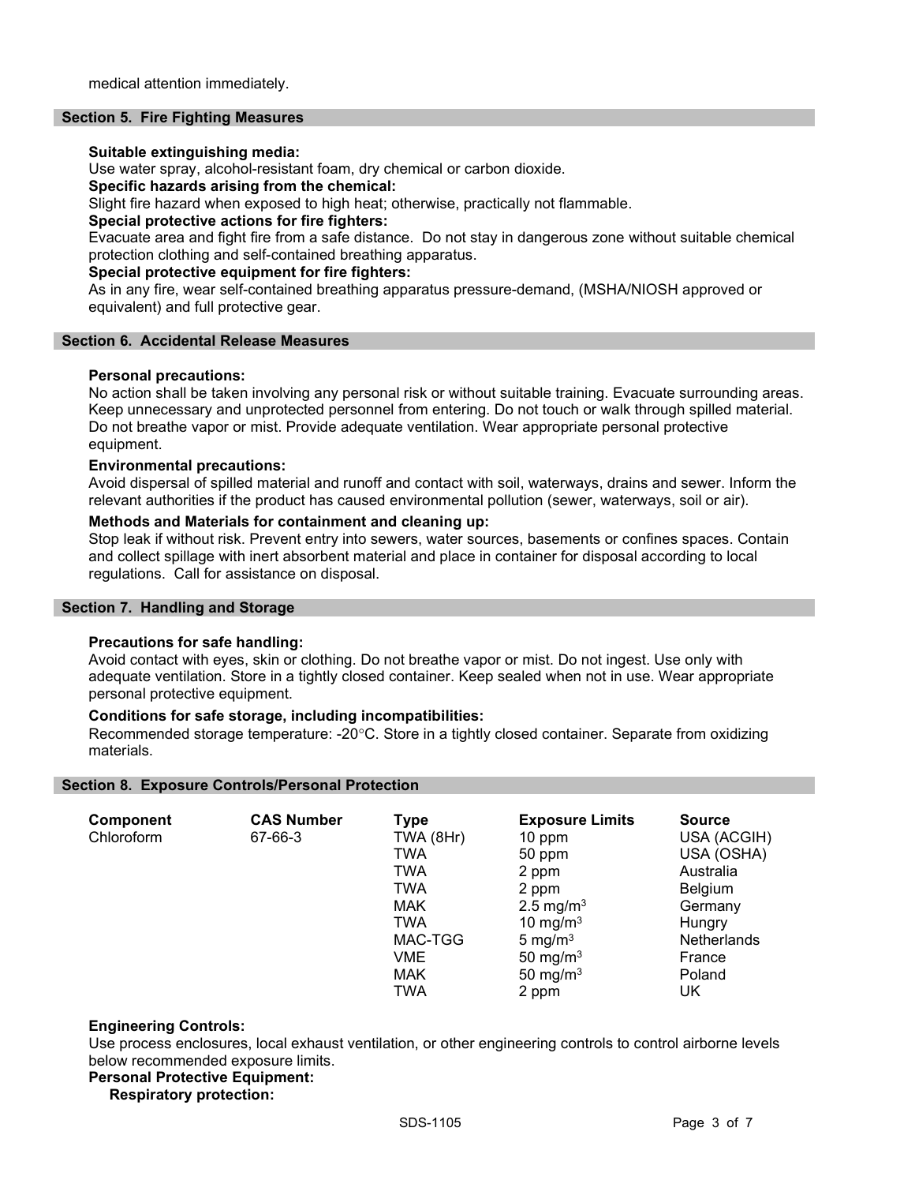medical attention immediately.

## Section 5. Fire Fighting Measures

**Suitable extinguishing media:**
Use water spray, alcohol-resistant foam, dry chemical or carbon dioxide.

**Specific hazards arising from the chemical:**
Slight fire hazard when exposed to high heat; otherwise, practically not flammable.

**Special protective actions for fire fighters:**
Evacuate area and fight fire from a safe distance. Do not stay in dangerous zone without suitable chemical protection clothing and self-contained breathing apparatus.

**Special protective equipment for fire fighters:**
As in any fire, wear self-contained breathing apparatus pressure-demand, (MSHA/NIOSH approved or equivalent) and full protective gear.

## Section 6. Accidental Release Measures

**Personal precautions:**
No action shall be taken involving any personal risk or without suitable training. Evacuate surrounding areas. Keep unnecessary and unprotected personnel from entering. Do not touch or walk through spilled material. Do not breathe vapor or mist. Provide adequate ventilation. Wear appropriate personal protective equipment.

**Environmental precautions:**
Avoid dispersal of spilled material and runoff and contact with soil, waterways, drains and sewer. Inform the relevant authorities if the product has caused environmental pollution (sewer, waterways, soil or air).

**Methods and Materials for containment and cleaning up:**
Stop leak if without risk. Prevent entry into sewers, water sources, basements or confines spaces. Contain and collect spillage with inert absorbent material and place in container for disposal according to local regulations. Call for assistance on disposal.

## Section 7. Handling and Storage

**Precautions for safe handling:**
Avoid contact with eyes, skin or clothing. Do not breathe vapor or mist. Do not ingest. Use only with adequate ventilation. Store in a tightly closed container. Keep sealed when not in use. Wear appropriate personal protective equipment.

**Conditions for safe storage, including incompatibilities:**
Recommended storage temperature: -20°C. Store in a tightly closed container. Separate from oxidizing materials.

## Section 8. Exposure Controls/Personal Protection

| Component | CAS Number | Type | Exposure Limits | Source |
|---|---|---|---|---|
| Chloroform | 67-66-3 | TWA (8Hr) | 10 ppm | USA (ACGIH) |
| | | TWA | 50 ppm | USA (OSHA) |
| | | TWA | 2 ppm | Australia |
| | | TWA | 2 ppm | Belgium |
| | | MAK | 2.5 mg/m$^3$ | Germany |
| | | TWA | 10 mg/m$^3$ | Hungry |
| | | MAC-TGG | 5 mg/m$^3$ | Netherlands |
| | | VME | 50 mg/m$^3$ | France |
| | | MAK | 50 mg/m$^3$ | Poland |
| | | TWA | 2 ppm | UK |

**Engineering Controls:**
Use process enclosures, local exhaust ventilation, or other engineering controls to control airborne levels below recommended exposure limits.

**Personal Protective Equipment:**

**Respiratory protection:**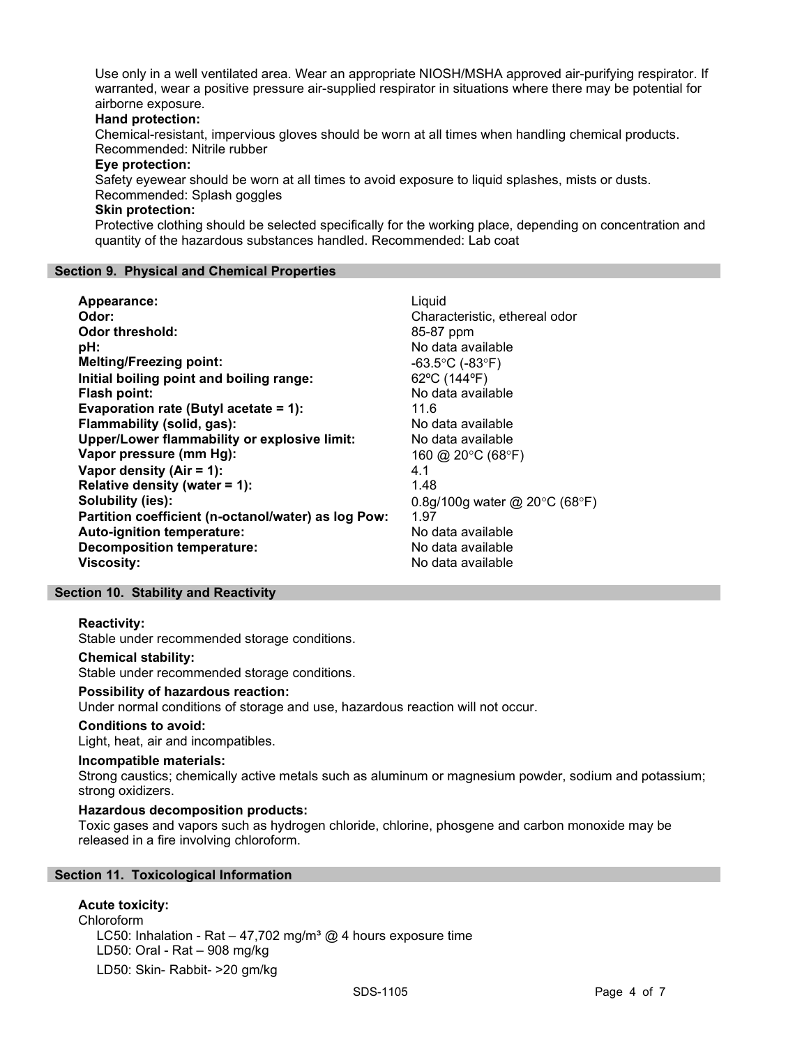Use only in a well ventilated area. Wear an appropriate NIOSH/MSHA approved air-purifying respirator. If warranted, wear a positive pressure air-supplied respirator in situations where there may be potential for airborne exposure.

**Hand protection:**

Chemical-resistant, impervious gloves should be worn at all times when handling chemical products. Recommended: Nitrile rubber

**Eye protection:**

Safety eyewear should be worn at all times to avoid exposure to liquid splashes, mists or dusts. Recommended: Splash goggles

**Skin protection:**

Protective clothing should be selected specifically for the working place, depending on concentration and quantity of the hazardous substances handled. Recommended: Lab coat

## Section 9. Physical and Chemical Properties

| | |
|---|---|
| **Appearance:** | Liquid |
| **Odor:** | Characteristic, ethereal odor |
| **Odor threshold:** | 85-87 ppm |
| **pH:** | No data available |
| **Melting/Freezing point:** | -63.5°C (-83°F) |
| **Initial boiling point and boiling range:** | 62ºC (144ºF) |
| **Flash point:** | No data available |
| **Evaporation rate (Butyl acetate = 1):** | 11.6 |
| **Flammability (solid, gas):** | No data available |
| **Upper/Lower flammability or explosive limit:** | No data available |
| **Vapor pressure (mm Hg):** | 160 @ 20°C (68°F) |
| **Vapor density (Air = 1):** | 4.1 |
| **Relative density (water = 1):** | 1.48 |
| **Solubility (ies):** | 0.8g/100g water @ 20°C (68°F) |
| **Partition coefficient (n-octanol/water) as log Pow:** | 1.97 |
| **Auto-ignition temperature:** | No data available |
| **Decomposition temperature:** | No data available |
| **Viscosity:** | No data available |

## Section 10. Stability and Reactivity

**Reactivity:**

Stable under recommended storage conditions.

**Chemical stability:**

Stable under recommended storage conditions.

**Possibility of hazardous reaction:**

Under normal conditions of storage and use, hazardous reaction will not occur.

**Conditions to avoid:**

Light, heat, air and incompatibles.

**Incompatible materials:**

Strong caustics; chemically active metals such as aluminum or magnesium powder, sodium and potassium; strong oxidizers.

**Hazardous decomposition products:**

Toxic gases and vapors such as hydrogen chloride, chlorine, phosgene and carbon monoxide may be released in a fire involving chloroform.

## Section 11. Toxicological Information

**Acute toxicity:**

Chloroform

LC50: Inhalation - Rat – 47,702 mg/m³ @ 4 hours exposure time

LD50: Oral - Rat – 908 mg/kg

LD50: Skin- Rabbit- >20 gm/kg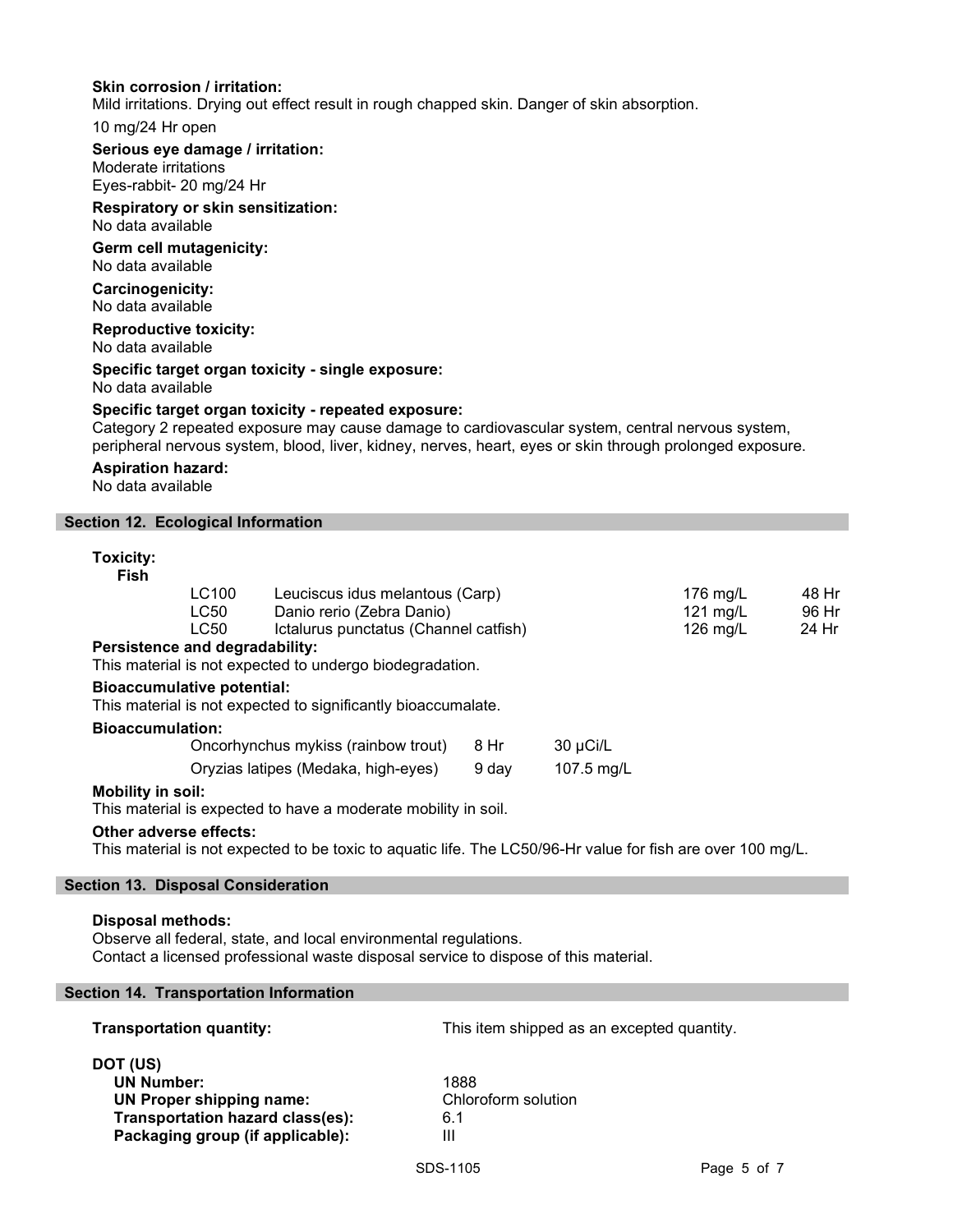**Skin corrosion / irritation:**
Mild irritations. Drying out effect result in rough chapped skin. Danger of skin absorption.

10 mg/24 Hr open

**Serious eye damage / irritation:**
Moderate irritations
Eyes-rabbit- 20 mg/24 Hr

**Respiratory or skin sensitization:**
No data available

**Germ cell mutagenicity:**
No data available

**Carcinogenicity:**
No data available

**Reproductive toxicity:**
No data available

**Specific target organ toxicity - single exposure:**
No data available

**Specific target organ toxicity - repeated exposure:**
Category 2 repeated exposure may cause damage to cardiovascular system, central nervous system, peripheral nervous system, blood, liver, kidney, nerves, heart, eyes or skin through prolonged exposure.

**Aspiration hazard:**
No data available

## Section 12. Ecological Information

**Toxicity:**

**Fish**

| | | | |
|---|---|---|---|
| LC100 | Leuciscus idus melantous (Carp) | 176 mg/L | 48 Hr |
| LC50 | Danio rerio (Zebra Danio) | 121 mg/L | 96 Hr |
| LC50 | Ictalurus punctatus (Channel catfish) | 126 mg/L | 24 Hr |

**Persistence and degradability:**
This material is not expected to undergo biodegradation.

**Bioaccumulative potential:**
This material is not expected to significantly bioaccumalate.

**Bioaccumulation:**

| | | |
|---|---|---|
| Oncorhynchus mykiss (rainbow trout) | 8 Hr | 30 µCi/L |
| Oryzias latipes (Medaka, high-eyes) | 9 day | 107.5 mg/L |

**Mobility in soil:**
This material is expected to have a moderate mobility in soil.

**Other adverse effects:**
This material is not expected to be toxic to aquatic life. The LC50/96-Hr value for fish are over 100 mg/L.

## Section 13. Disposal Consideration

**Disposal methods:**
Observe all federal, state, and local environmental regulations.
Contact a licensed professional waste disposal service to dispose of this material.

## Section 14. Transportation Information

**Transportation quantity:** This item shipped as an excepted quantity.

**DOT (US)**

| | |
|---|---|
| **UN Number:** | 1888 |
| **UN Proper shipping name:** | Chloroform solution |
| **Transportation hazard class(es):** | 6.1 |
| **Packaging group (if applicable):** | III |

SDS-1105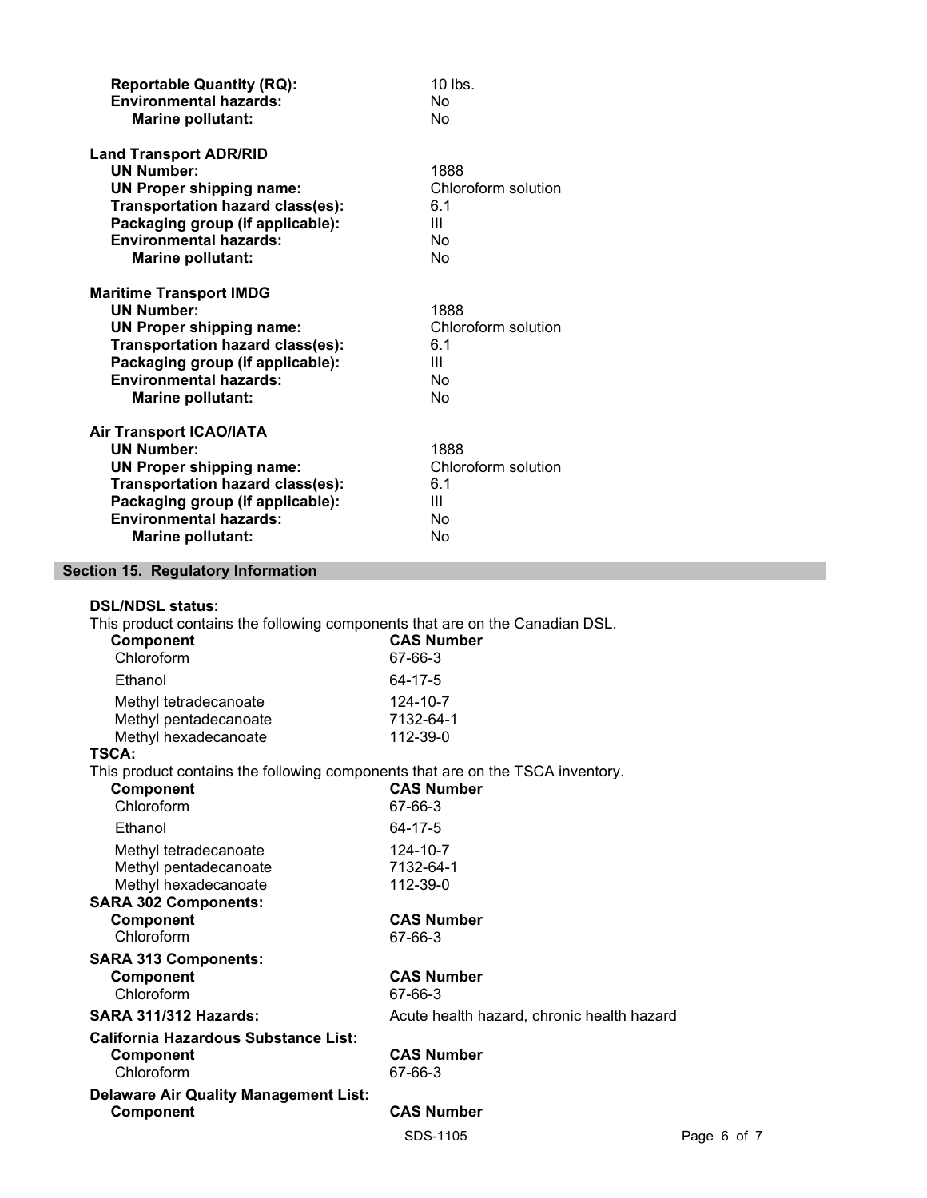| | |
|---|---|
| **Reportable Quantity (RQ):** | 10 lbs. |
| **Environmental hazards:** | No |
| **Marine pollutant:** | No |

**Land Transport ADR/RID**

| | |
|---|---|
| **UN Number:** | 1888 |
| **UN Proper shipping name:** | Chloroform solution |
| **Transportation hazard class(es):** | 6.1 |
| **Packaging group (if applicable):** | III |
| **Environmental hazards:** | No |
| **Marine pollutant:** | No |

**Maritime Transport IMDG**

| | |
|---|---|
| **UN Number:** | 1888 |
| **UN Proper shipping name:** | Chloroform solution |
| **Transportation hazard class(es):** | 6.1 |
| **Packaging group (if applicable):** | III |
| **Environmental hazards:** | No |
| **Marine pollutant:** | No |

**Air Transport ICAO/IATA**

| | |
|---|---|
| **UN Number:** | 1888 |
| **UN Proper shipping name:** | Chloroform solution |
| **Transportation hazard class(es):** | 6.1 |
| **Packaging group (if applicable):** | III |
| **Environmental hazards:** | No |
| **Marine pollutant:** | No |

## Section 15. Regulatory Information

**DSL/NDSL status:**

This product contains the following components that are on the Canadian DSL.

| Component | CAS Number |
|---|---|
| Chloroform | 67-66-3 |
| Ethanol | 64-17-5 |
| Methyl tetradecanoate | 124-10-7 |
| Methyl pentadecanoate | 7132-64-1 |
| Methyl hexadecanoate | 112-39-0 |

**TSCA:**

This product contains the following components that are on the TSCA inventory.

| Component | CAS Number |
|---|---|
| Chloroform | 67-66-3 |
| Ethanol | 64-17-5 |
| Methyl tetradecanoate | 124-10-7 |
| Methyl pentadecanoate | 7132-64-1 |
| Methyl hexadecanoate | 112-39-0 |

**SARA 302 Components:**

| Component | CAS Number |
|---|---|
| Chloroform | 67-66-3 |

**SARA 313 Components:**

| Component | CAS Number |
|---|---|
| Chloroform | 67-66-3 |

**SARA 311/312 Hazards:** Acute health hazard, chronic health hazard

**California Hazardous Substance List:**

| Component | CAS Number |
|---|---|
| Chloroform | 67-66-3 |

**Delaware Air Quality Management List:**

| Component | CAS Number |
|---|---|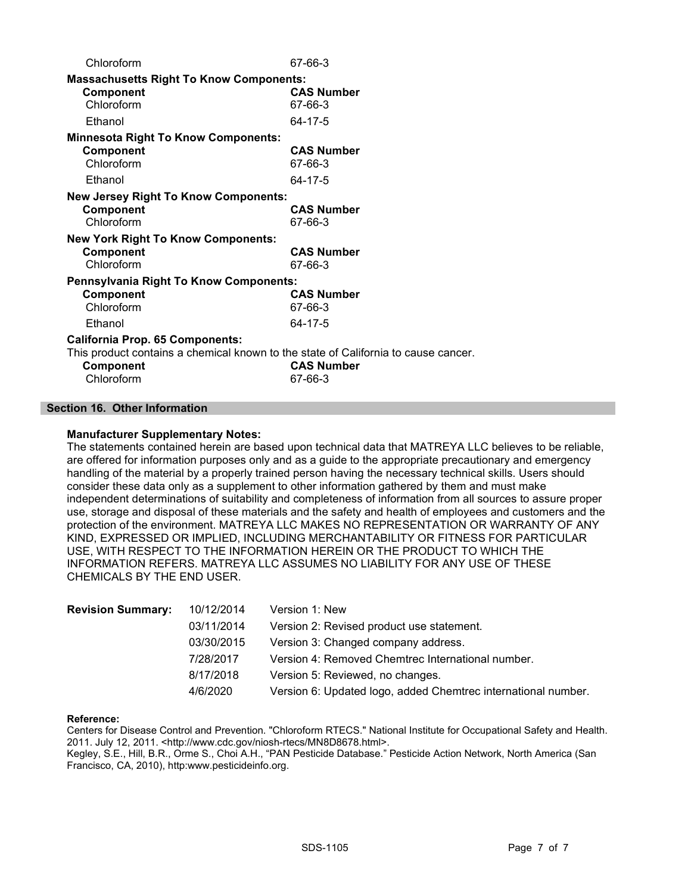| | |
|---|---|
| Chloroform | 67-66-3 |

**Massachusetts Right To Know Components:**

| Component | CAS Number |
|---|---|
| Chloroform | 67-66-3 |
| Ethanol | 64-17-5 |

**Minnesota Right To Know Components:**

| Component | CAS Number |
|---|---|
| Chloroform | 67-66-3 |
| Ethanol | 64-17-5 |

**New Jersey Right To Know Components:**

| Component | CAS Number |
|---|---|
| Chloroform | 67-66-3 |

**New York Right To Know Components:**

| Component | CAS Number |
|---|---|
| Chloroform | 67-66-3 |

**Pennsylvania Right To Know Components:**

| Component | CAS Number |
|---|---|
| Chloroform | 67-66-3 |
| Ethanol | 64-17-5 |

**California Prop. 65 Components:**

This product contains a chemical known to the state of California to cause cancer.

| Component | CAS Number |
|---|---|
| Chloroform | 67-66-3 |

## Section 16. Other Information

**Manufacturer Supplementary Notes:**

The statements contained herein are based upon technical data that MATREYA LLC believes to be reliable, are offered for information purposes only and as a guide to the appropriate precautionary and emergency handling of the material by a properly trained person having the necessary technical skills. Users should consider these data only as a supplement to other information gathered by them and must make independent determinations of suitability and completeness of information from all sources to assure proper use, storage and disposal of these materials and the safety and health of employees and customers and the protection of the environment. MATREYA LLC MAKES NO REPRESENTATION OR WARRANTY OF ANY KIND, EXPRESSED OR IMPLIED, INCLUDING MERCHANTABILITY OR FITNESS FOR PARTICULAR USE, WITH RESPECT TO THE INFORMATION HEREIN OR THE PRODUCT TO WHICH THE INFORMATION REFERS. MATREYA LLC ASSUMES NO LIABILITY FOR ANY USE OF THESE CHEMICALS BY THE END USER.

| | | |
|---|---|---|
| **Revision Summary:** | 10/12/2014 | Version 1: New |
| | 03/11/2014 | Version 2: Revised product use statement. |
| | 03/30/2015 | Version 3: Changed company address. |
| | 7/28/2017 | Version 4: Removed Chemtrec International number. |
| | 8/17/2018 | Version 5: Reviewed, no changes. |
| | 4/6/2020 | Version 6: Updated logo, added Chemtrec international number. |

**Reference:**

Centers for Disease Control and Prevention. "Chloroform RTECS." National Institute for Occupational Safety and Health. 2011. July 12, 2011. <http://www.cdc.gov/niosh-rtecs/MN8D8678.html>.

Kegley, S.E., Hill, B.R., Orme S., Choi A.H., "PAN Pesticide Database." Pesticide Action Network, North America (San Francisco, CA, 2010), http:www.pesticideinfo.org.

SDS-1105